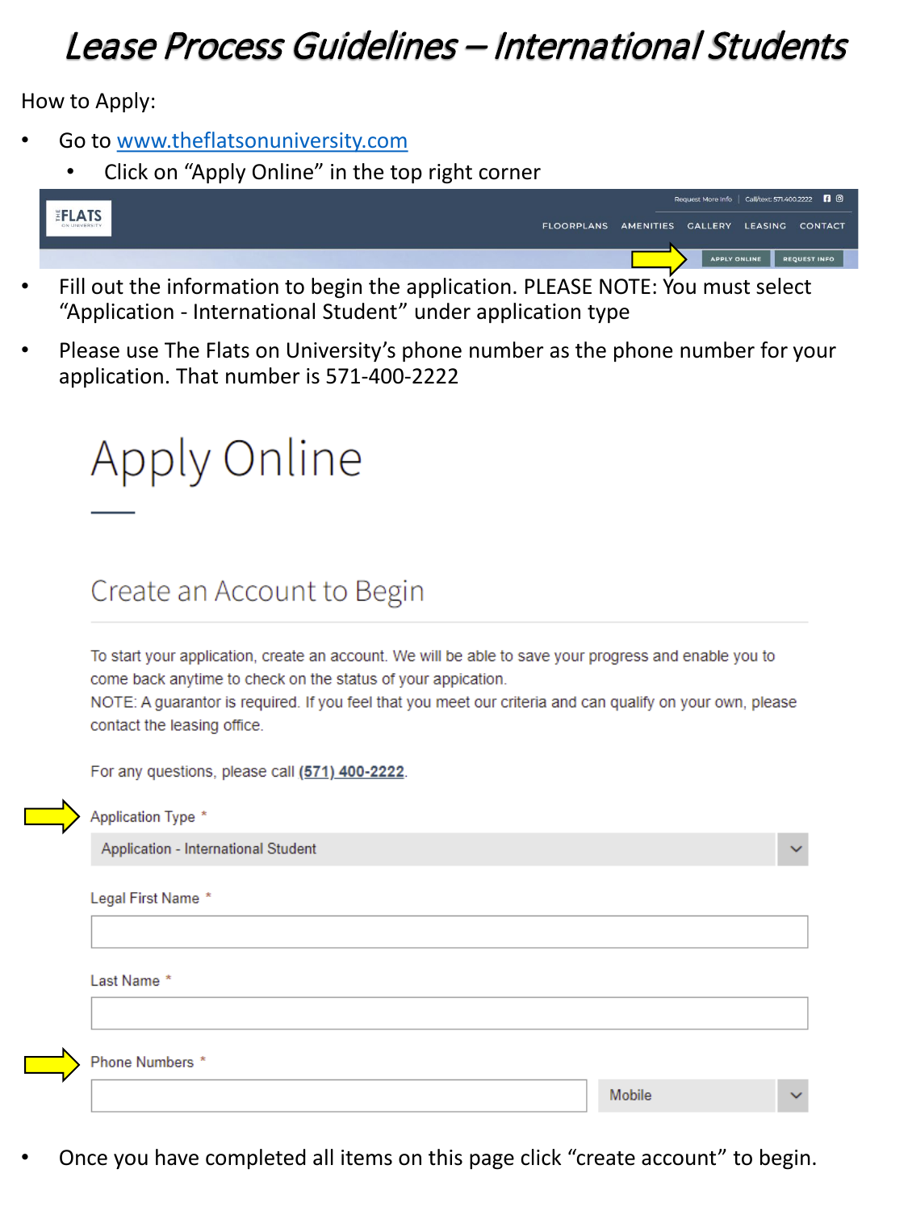# *Lease Process Guidelines – International Students*

How to Apply:

- Go to www.theflatsonuniversity.com
  - Click on "Apply Online" in the top right corner

THE FLATS ON UNIVERSITY

Request More Info | Call/text: 571.400.2222

FLOORPLANS AMENITIES GALLERY LEASING CONTACT

APPLY ONLINE REQUEST INFO

- Fill out the information to begin the application. PLEASE NOTE: You must select "Application - International Student" under application type
- Please use The Flats on University's phone number as the phone number for your application. That number is 571-400-2222

# Apply Online

## Create an Account to Begin

To start your application, create an account. We will be able to save your progress and enable you to come back anytime to check on the status of your application.
NOTE: A guarantor is required. If you feel that you meet our criteria and can qualify on your own, please contact the leasing office.

For any questions, please call (571) 400-2222.

Application Type *

Application - International Student

Legal First Name *

Last Name *

Phone Numbers *

Mobile

- Once you have completed all items on this page click "create account" to begin.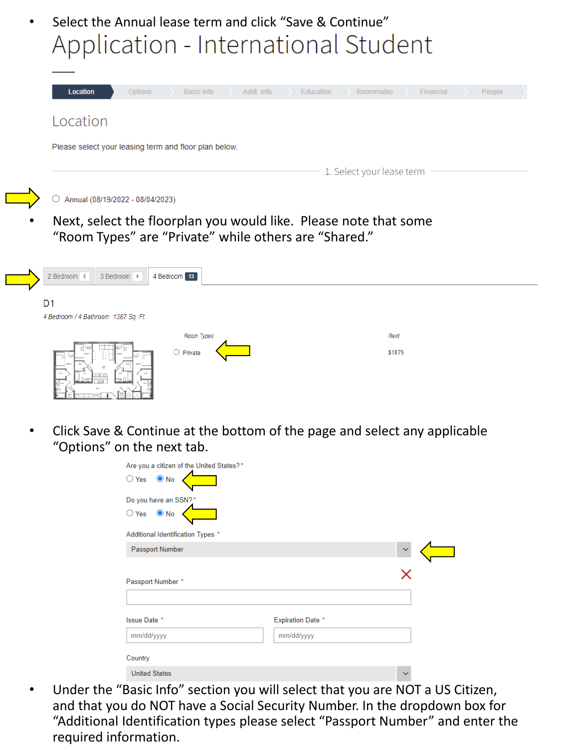- Select the Annual lease term and click "Save & Continue"

# Application - International Student

Location | Options | Basic Info | Addl. Info | Education | Roommates | Financial | People

## Location

Please select your leasing term and floor plan below.

1. Select your lease term

○ Annual (08/19/2022 - 08/04/2023)

- Next, select the floorplan you would like. Please note that some "Room Types" are "Private" while others are "Shared."

2 Bedroom 8 | 3 Bedroom 4 | 4 Bedroom 13

D1

*4 Bedroom / 4 Bathroom 1387 Sq. Ft.*

| Room Types | Rent |
|---|---|
| ○ Private | $1079 |

- Click Save & Continue at the bottom of the page and select any applicable "Options" on the next tab.

Are you a citizen of the United States? *

○ Yes ● No

Do you have an SSN? *

○ Yes ● No

Additional Identification Types *

Passport Number

Passport Number *

Issue Date * mm/dd/yyyy

Expiration Date * mm/dd/yyyy

Country

United States

- Under the "Basic Info" section you will select that you are NOT a US Citizen, and that you do NOT have a Social Security Number. In the dropdown box for "Additional Identification types please select "Passport Number" and enter the required information.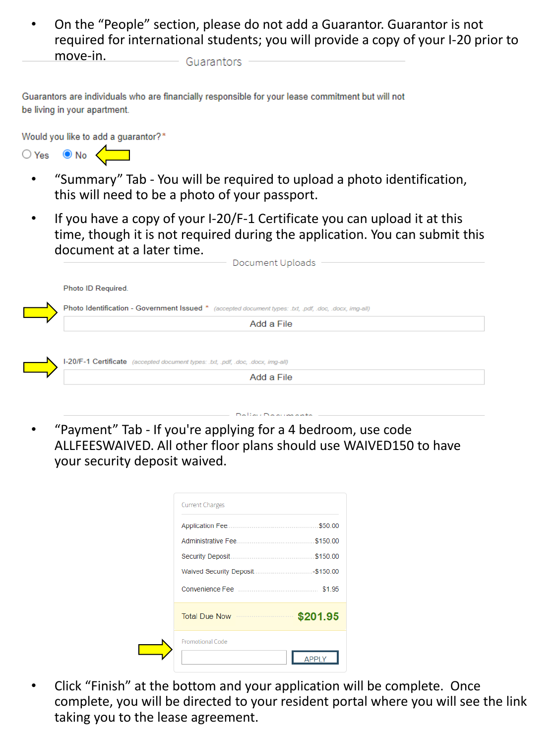- On the "People" section, please do not add a Guarantor. Guarantor is not required for international students; you will provide a copy of your I-20 prior to move-in.

Guarantors

Guarantors are individuals who are financially responsible for your lease commitment but will not be living in your apartment.

Would you like to add a guarantor?*

○ Yes ◉ No

- "Summary" Tab - You will be required to upload a photo identification, this will need to be a photo of your passport.
- If you have a copy of your I-20/F-1 Certificate you can upload it at this time, though it is not required during the application. You can submit this document at a later time.

Document Uploads

Photo ID Required.

Photo Identification - Government Issued * (accepted document types: .txt, .pdf, .doc, .docx, img-all)

Add a File

I-20/F-1 Certificate (accepted document types: .txt, .pdf, .doc, .docx, img-all)

Add a File

Policy Documents

- "Payment" Tab - If you're applying for a 4 bedroom, use code ALLFEESWAIVED. All other floor plans should use WAIVED150 to have your security deposit waived.

Current Charges

| Charge | Amount |
|---|---|
| Application Fee | $50.00 |
| Administrative Fee | $150.00 |
| Security Deposit | $150.00 |
| Waived Security Deposit | -$150.00 |
| Convenience Fee | $1.95 |
| Total Due Now | $201.95 |

Promotional Code

APPLY

- Click "Finish" at the bottom and your application will be complete. Once complete, you will be directed to your resident portal where you will see the link taking you to the lease agreement.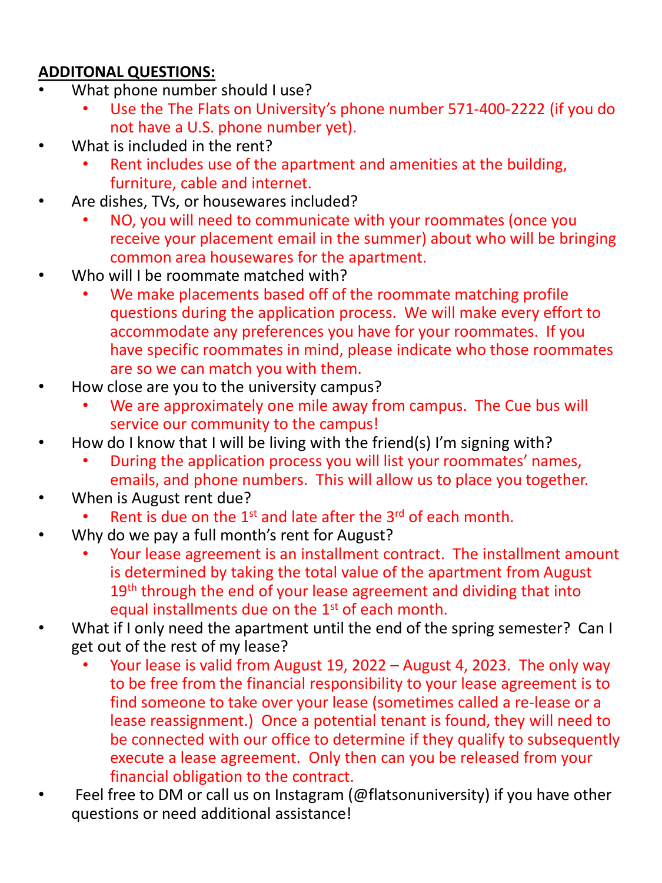**ADDITONAL QUESTIONS:**

- What phone number should I use?
  - Use the The Flats on University's phone number 571-400-2222 (if you do not have a U.S. phone number yet).
- What is included in the rent?
  - Rent includes use of the apartment and amenities at the building, furniture, cable and internet.
- Are dishes, TVs, or housewares included?
  - NO, you will need to communicate with your roommates (once you receive your placement email in the summer) about who will be bringing common area housewares for the apartment.
- Who will I be roommate matched with?
  - We make placements based off of the roommate matching profile questions during the application process. We will make every effort to accommodate any preferences you have for your roommates. If you have specific roommates in mind, please indicate who those roommates are so we can match you with them.
- How close are you to the university campus?
  - We are approximately one mile away from campus. The Cue bus will service our community to the campus!
- How do I know that I will be living with the friend(s) I'm signing with?
  - During the application process you will list your roommates' names, emails, and phone numbers. This will allow us to place you together.
- When is August rent due?
  - Rent is due on the 1st and late after the 3rd of each month.
- Why do we pay a full month's rent for August?
  - Your lease agreement is an installment contract. The installment amount is determined by taking the total value of the apartment from August 19th through the end of your lease agreement and dividing that into equal installments due on the 1st of each month.
- What if I only need the apartment until the end of the spring semester? Can I get out of the rest of my lease?
  - Your lease is valid from August 19, 2022 – August 4, 2023. The only way to be free from the financial responsibility to your lease agreement is to find someone to take over your lease (sometimes called a re-lease or a lease reassignment.) Once a potential tenant is found, they will need to be connected with our office to determine if they qualify to subsequently execute a lease agreement. Only then can you be released from your financial obligation to the contract.
- Feel free to DM or call us on Instagram (@flatsonuniversity) if you have other questions or need additional assistance!